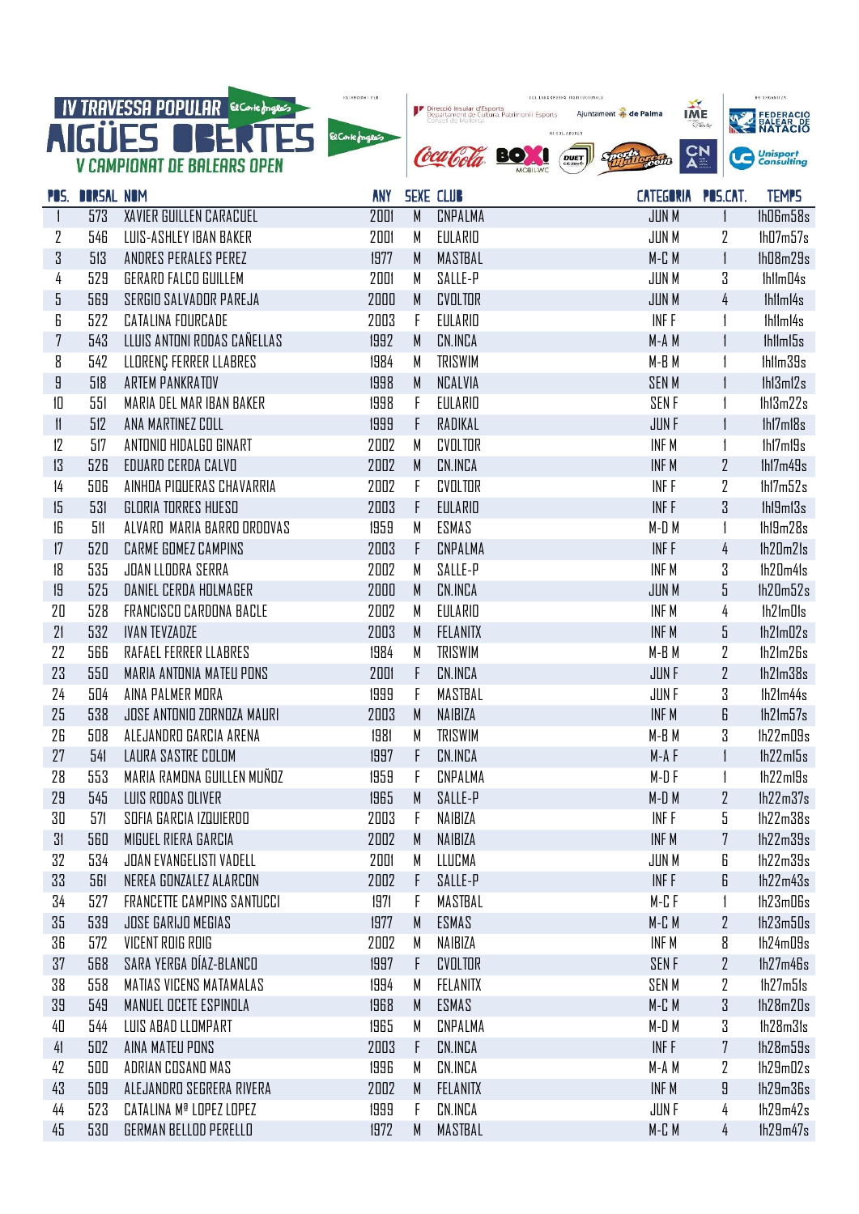# IV TRAVESSA POPULAR AIGÜES OBERTES

## V CAMPIONAT DE BALEARS OPEN

| POS. | DORSAL | NOM | ANY | SEXE | CLUB | CATEGORIA | POS.CAT. | TEMPS |
|---|---|---|---|---|---|---|---|---|
| 1 | 573 | XAVIER GUILLEN CARACUEL | 2001 | M | CNPALMA | JUN M | 1 | 1h06m58s |
| 2 | 546 | LUIS-ASHLEY IBAN BAKER | 2001 | M | EULARIO | JUN M | 2 | 1h07m57s |
| 3 | 513 | ANDRES PERALES PEREZ | 1977 | M | MASTBAL | M-C M | 1 | 1h08m29s |
| 4 | 529 | GERARD FALCO GUILLEM | 2001 | M | SALLE-P | JUN M | 3 | 1h11m04s |
| 5 | 569 | SERGIO SALVADOR PAREJA | 2000 | M | CVOLTOR | JUN M | 4 | 1h11m14s |
| 6 | 522 | CATALINA FOURCADE | 2003 | F | EULARIO | INF F | 1 | 1h11m14s |
| 7 | 543 | LLUIS ANTONI RODAS CAÑELLAS | 1992 | M | CN.INCA | M-A M | 1 | 1h11m15s |
| 8 | 542 | LLORENÇ FERRER LLABRES | 1984 | M | TRISWIM | M-B M | 1 | 1h11m39s |
| 9 | 518 | ARTEM PANKRATOV | 1998 | M | NCALVIA | SEN M | 1 | 1h13m12s |
| 10 | 551 | MARIA DEL MAR IBAN BAKER | 1998 | F | EULARIO | SEN F | 1 | 1h13m22s |
| 11 | 512 | ANA MARTINEZ COLL | 1999 | F | RADIKAL | JUN F | 1 | 1h17m18s |
| 12 | 517 | ANTONIO HIDALGO GINART | 2002 | M | CVOLTOR | INF M | 1 | 1h17m19s |
| 13 | 526 | EDUARD CERDA CALVO | 2002 | M | CN.INCA | INF M | 2 | 1h17m49s |
| 14 | 506 | AINHOA PIQUERAS CHAVARRIA | 2002 | F | CVOLTOR | INF F | 2 | 1h17m52s |
| 15 | 531 | GLORIA TORRES HUESO | 2003 | F | EULARIO | INF F | 3 | 1h19m13s |
| 16 | 511 | ALVARO MARIA BARRO ORDOVAS | 1959 | M | ESMAS | M-D M | 1 | 1h19m28s |
| 17 | 520 | CARME GOMEZ CAMPINS | 2003 | F | CNPALMA | INF F | 4 | 1h20m21s |
| 18 | 535 | JOAN LLODRA SERRA | 2002 | M | SALLE-P | INF M | 3 | 1h20m41s |
| 19 | 525 | DANIEL CERDA HOLMAGER | 2000 | M | CN.INCA | JUN M | 5 | 1h20m52s |
| 20 | 528 | FRANCISCO CARDONA BACLE | 2002 | M | EULARIO | INF M | 4 | 1h21m01s |
| 21 | 532 | IVAN TEVZADZE | 2003 | M | FELANITX | INF M | 5 | 1h21m02s |
| 22 | 566 | RAFAEL FERRER LLABRES | 1984 | M | TRISWIM | M-B M | 2 | 1h21m26s |
| 23 | 550 | MARIA ANTONIA MATEU PONS | 2001 | F | CN.INCA | JUN F | 2 | 1h21m38s |
| 24 | 504 | AINA PALMER MORA | 1999 | F | MASTBAL | JUN F | 3 | 1h21m44s |
| 25 | 538 | JOSE ANTONIO ZORNOZA MAURI | 2003 | M | NAIBIZA | INF M | 6 | 1h21m57s |
| 26 | 508 | ALEJANDRO GARCIA ARENA | 1981 | M | TRISWIM | M-B M | 3 | 1h22m09s |
| 27 | 541 | LAURA SASTRE COLOM | 1997 | F | CN.INCA | M-A F | 1 | 1h22m15s |
| 28 | 553 | MARIA RAMONA GUILLEN MUÑOZ | 1959 | F | CNPALMA | M-D F | 1 | 1h22m19s |
| 29 | 545 | LUIS RODAS OLIVER | 1965 | M | SALLE-P | M-D M | 2 | 1h22m37s |
| 30 | 571 | SOFIA GARCIA IZQUIERDO | 2003 | F | NAIBIZA | INF F | 5 | 1h22m38s |
| 31 | 560 | MIGUEL RIERA GARCIA | 2002 | M | NAIBIZA | INF M | 7 | 1h22m39s |
| 32 | 534 | JOAN EVANGELISTI VADELL | 2001 | M | LLUCMA | JUN M | 6 | 1h22m39s |
| 33 | 561 | NEREA GONZALEZ ALARCON | 2002 | F | SALLE-P | INF F | 6 | 1h22m43s |
| 34 | 527 | FRANCETTE CAMPINS SANTUCCI | 1971 | F | MASTBAL | M-C F | 1 | 1h23m06s |
| 35 | 539 | JOSE GARIJO MEGIAS | 1977 | M | ESMAS | M-C M | 2 | 1h23m50s |
| 36 | 572 | VICENT ROIG ROIG | 2002 | M | NAIBIZA | INF M | 8 | 1h24m09s |
| 37 | 568 | SARA YERGA DÍAZ-BLANCO | 1997 | F | CVOLTOR | SEN F | 2 | 1h27m46s |
| 38 | 558 | MATIAS VICENS MATAMALAS | 1994 | M | FELANITX | SEN M | 2 | 1h27m51s |
| 39 | 549 | MANUEL OCETE ESPINOLA | 1968 | M | ESMAS | M-C M | 3 | 1h28m20s |
| 40 | 544 | LUIS ABAD LLOMPART | 1965 | M | CNPALMA | M-D M | 3 | 1h28m31s |
| 41 | 502 | AINA MATEU PONS | 2003 | F | CN.INCA | INF F | 7 | 1h28m59s |
| 42 | 500 | ADRIAN COSANO MAS | 1996 | M | CN.INCA | M-A M | 2 | 1h29m02s |
| 43 | 509 | ALEJANDRO SEGRERA RIVERA | 2002 | M | FELANITX | INF M | 9 | 1h29m36s |
| 44 | 523 | CATALINA Mª LOPEZ LOPEZ | 1999 | F | CN.INCA | JUN F | 4 | 1h29m42s |
| 45 | 530 | GERMAN BELLOD PERELLO | 1972 | M | MASTBAL | M-C M | 4 | 1h29m47s |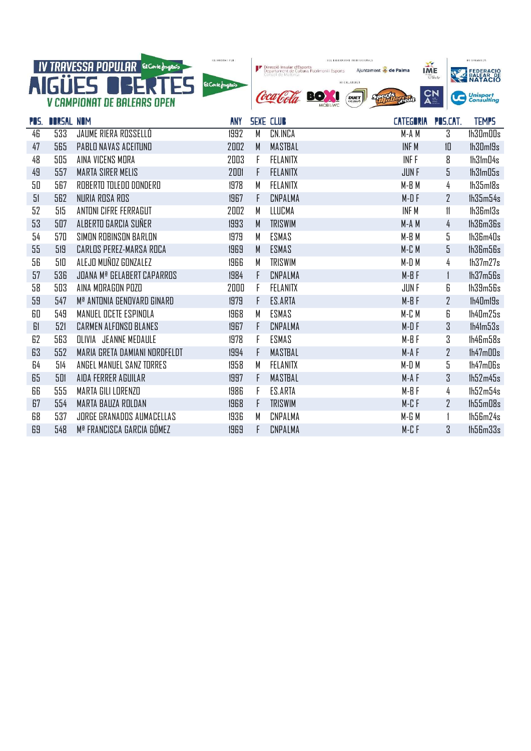# IV TRAVESSA POPULAR AIGÜES OBERTES

## V CAMPIONAT DE BALEARS OPEN

| POS. | DORSAL | NOM | ANY | SEXE | CLUB | CATEGORIA | POS.CAT. | TEMPS |
|---|---|---|---|---|---|---|---|---|
| 46 | 533 | JAUME RIERA ROSSELLÓ | 1992 | M | CN.INCA | M-A M | 3 | 1h30m00s |
| 47 | 565 | PABLO NAVAS ACEITUNO | 2002 | M | MASTBAL | INF M | 10 | 1h30m19s |
| 48 | 505 | AINA VICENS MORA | 2003 | F | FELANITX | INF F | 8 | 1h31m04s |
| 49 | 557 | MARTA SIRER MELIS | 2001 | F | FELANITX | JUN F | 5 | 1h31m05s |
| 50 | 567 | ROBERTO TOLEDO DONDERO | 1978 | M | FELANITX | M-B M | 4 | 1h35m18s |
| 51 | 562 | NURIA ROSA ROS | 1967 | F | CNPALMA | M-D F | 2 | 1h35m54s |
| 52 | 515 | ANTONI CIFRE FERRAGUT | 2002 | M | LLUCMA | INF M | 11 | 1h36m13s |
| 53 | 507 | ALBERTO GARCIA SUÑER | 1993 | M | TRISWIM | M-A M | 4 | 1h36m36s |
| 54 | 570 | SIMON ROBINSON BARLON | 1979 | M | ESMAS | M-B M | 5 | 1h36m40s |
| 55 | 519 | CARLOS PEREZ-MARSA ROCA | 1969 | M | ESMAS | M-C M | 5 | 1h36m56s |
| 56 | 510 | ALEJO MUÑOZ GONZALEZ | 1966 | M | TRISWIM | M-D M | 4 | 1h37m27s |
| 57 | 536 | JOANA Mª GELABERT CAPARROS | 1984 | F | CNPALMA | M-B F | 1 | 1h37m56s |
| 58 | 503 | AINA MORAGON POZO | 2000 | F | FELANITX | JUN F | 6 | 1h39m56s |
| 59 | 547 | Mª ANTONIA GENOVARD GINARD | 1979 | F | ES.ARTA | M-B F | 2 | 1h40m19s |
| 60 | 549 | MANUEL OCETE ESPINOLA | 1968 | M | ESMAS | M-C M | 6 | 1h40m25s |
| 61 | 521 | CARMEN ALFONSO BLANES | 1967 | F | CNPALMA | M-D F | 3 | 1h41m53s |
| 62 | 563 | OLIVIA JEANNE MEDAULE | 1978 | F | ESMAS | M-B F | 3 | 1h46m58s |
| 63 | 552 | MARIA GRETA DAMIANI NORDFELDT | 1994 | F | MASTBAL | M-A F | 2 | 1h47m00s |
| 64 | 514 | ANGEL MANUEL SANZ TORRES | 1958 | M | FELANITX | M-D M | 5 | 1h47m06s |
| 65 | 501 | AIDA FERRER AGUILAR | 1997 | F | MASTBAL | M-A F | 3 | 1h52m45s |
| 66 | 555 | MARTA GILI LORENZO | 1986 | F | ES.ARTA | M-B F | 4 | 1h52m54s |
| 67 | 554 | MARTA BAUZA ROLDAN | 1968 | F | TRISWIM | M-C F | 2 | 1h55m08s |
| 68 | 537 | JORGE GRANADOS AUMACELLAS | 1936 | M | CNPALMA | M-G M | 1 | 1h56m24s |
| 69 | 548 | Mª FRANCISCA GARCIA GÓMEZ | 1969 | F | CNPALMA | M-C F | 3 | 1h56m33s |